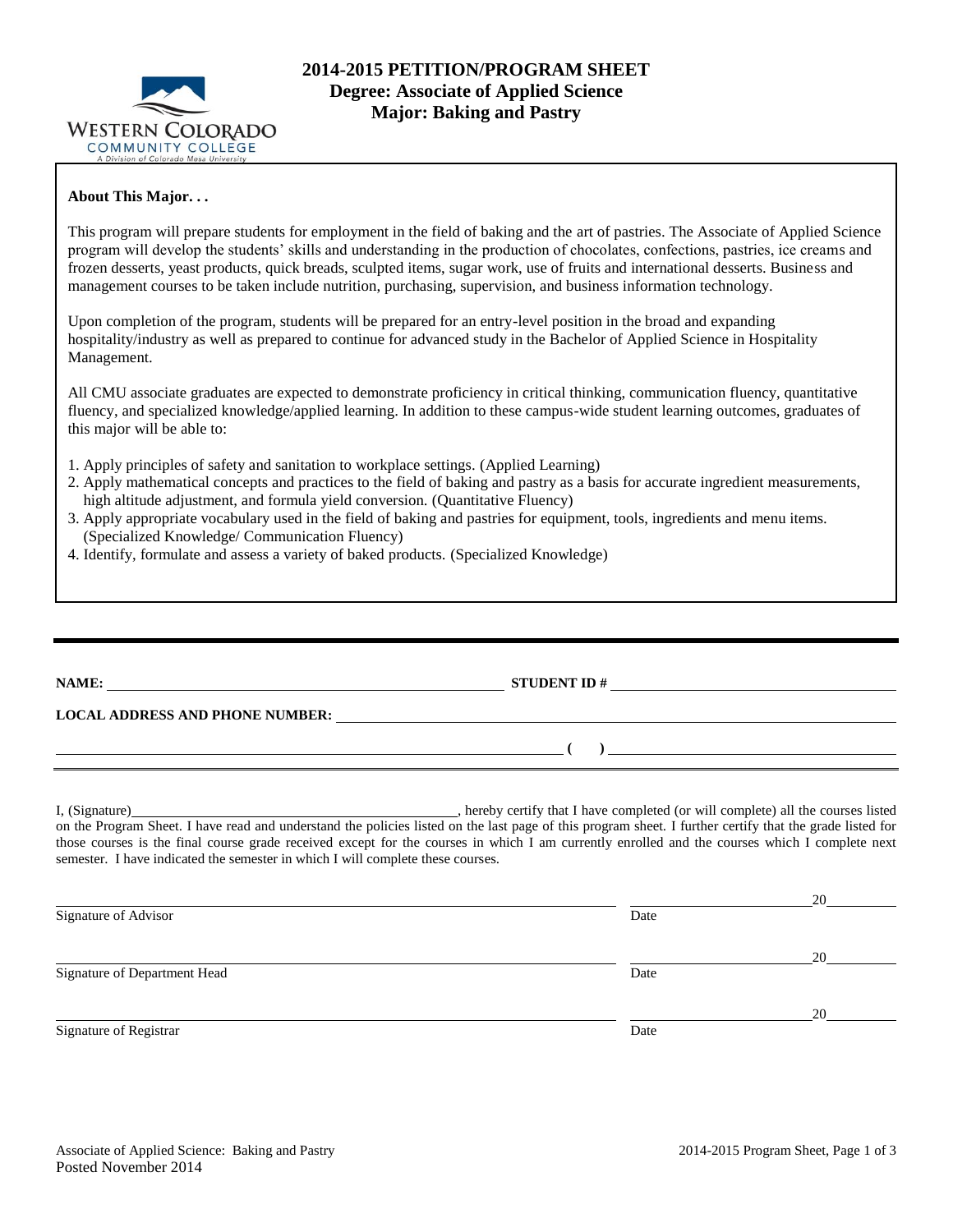# 2014-2015 PETITION/PROGRAM SHEET
## Degree: Associate of Applied Science
## Major: Baking and Pastry

**About This Major. . .**

This program will prepare students for employment in the field of baking and the art of pastries. The Associate of Applied Science program will develop the students' skills and understanding in the production of chocolates, confections, pastries, ice creams and frozen desserts, yeast products, quick breads, sculpted items, sugar work, use of fruits and international desserts. Business and management courses to be taken include nutrition, purchasing, supervision, and business information technology.

Upon completion of the program, students will be prepared for an entry-level position in the broad and expanding hospitality/industry as well as prepared to continue for advanced study in the Bachelor of Applied Science in Hospitality Management.

All CMU associate graduates are expected to demonstrate proficiency in critical thinking, communication fluency, quantitative fluency, and specialized knowledge/applied learning. In addition to these campus-wide student learning outcomes, graduates of this major will be able to:

1. Apply principles of safety and sanitation to workplace settings. (Applied Learning)
2. Apply mathematical concepts and practices to the field of baking and pastry as a basis for accurate ingredient measurements, high altitude adjustment, and formula yield conversion. (Quantitative Fluency)
3. Apply appropriate vocabulary used in the field of baking and pastries for equipment, tools, ingredients and menu items. (Specialized Knowledge/ Communication Fluency)
4. Identify, formulate and assess a variety of baked products. (Specialized Knowledge)

---

**NAME:** ______________________________ **STUDENT ID #** ______________________________

**LOCAL ADDRESS AND PHONE NUMBER:** ______________________________

______________________________ **( )** ______________________________

I, (Signature)______________________________, hereby certify that I have completed (or will complete) all the courses listed on the Program Sheet. I have read and understand the policies listed on the last page of this program sheet. I further certify that the grade listed for those courses is the final course grade received except for the courses in which I am currently enrolled and the courses which I complete next semester. I have indicated the semester in which I will complete these courses.

______________________________ ______________ 20______
Signature of Advisor Date

______________________________ ______________ 20______
Signature of Department Head Date

______________________________ ______________ 20______
Signature of Registrar Date

Associate of Applied Science: Baking and Pastry
Posted November 2014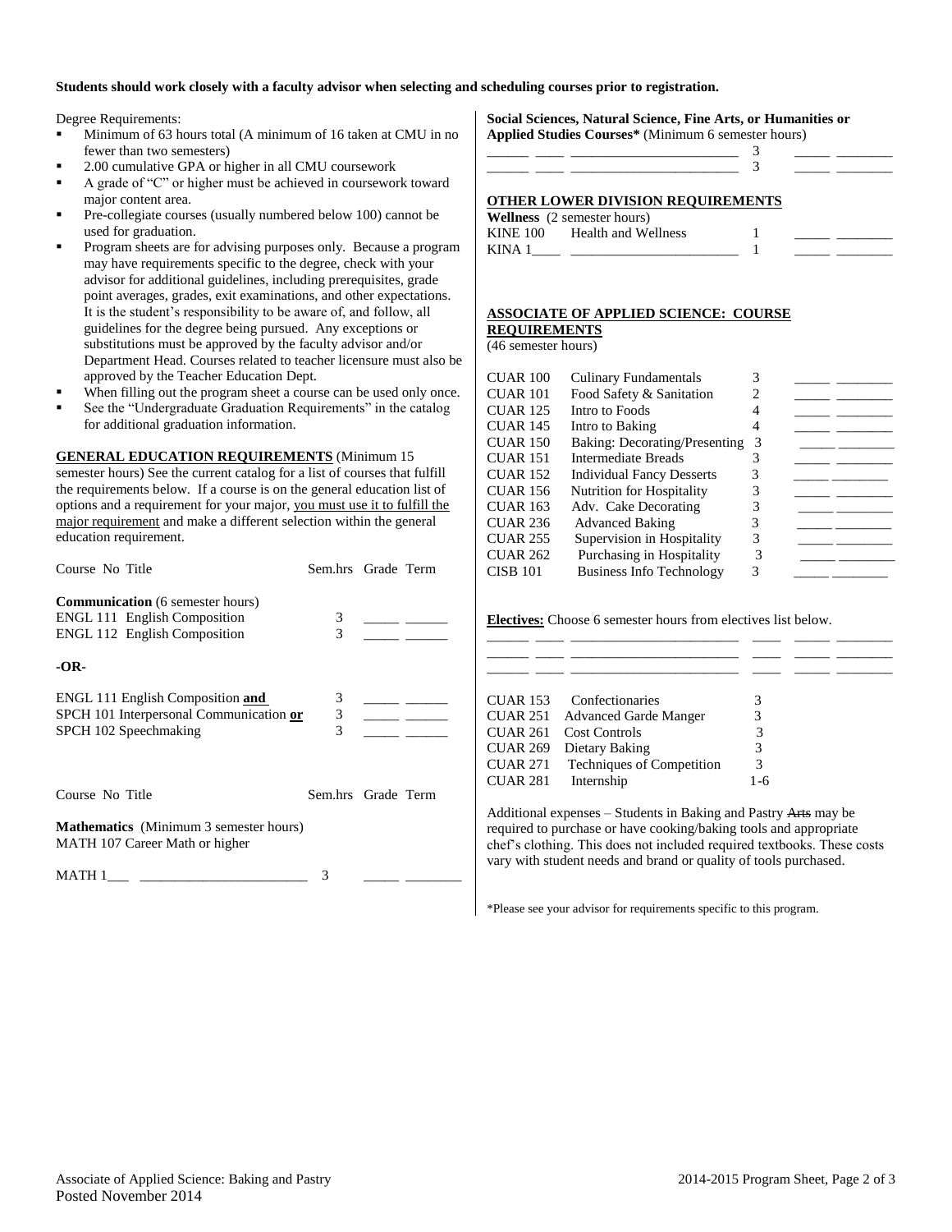**Students should work closely with a faculty advisor when selecting and scheduling courses prior to registration.**

Degree Requirements:

- Minimum of 63 hours total (A minimum of 16 taken at CMU in no fewer than two semesters)
- 2.00 cumulative GPA or higher in all CMU coursework
- A grade of "C" or higher must be achieved in coursework toward major content area.
- Pre-collegiate courses (usually numbered below 100) cannot be used for graduation.
- Program sheets are for advising purposes only. Because a program may have requirements specific to the degree, check with your advisor for additional guidelines, including prerequisites, grade point averages, grades, exit examinations, and other expectations. It is the student's responsibility to be aware of, and follow, all guidelines for the degree being pursued. Any exceptions or substitutions must be approved by the faculty advisor and/or Department Head. Courses related to teacher licensure must also be approved by the Teacher Education Dept.
- When filling out the program sheet a course can be used only once.
- See the "Undergraduate Graduation Requirements" in the catalog for additional graduation information.

**GENERAL EDUCATION REQUIREMENTS** (Minimum 15 semester hours) See the current catalog for a list of courses that fulfill the requirements below. If a course is on the general education list of options and a requirement for your major, you must use it to fulfill the major requirement and make a different selection within the general education requirement.

| Course No Title | Sem.hrs | Grade | Term |
|---|---|---|---|
| **Communication** (6 semester hours) | | | |
| ENGL 111 English Composition | 3 | _____ | ______ |
| ENGL 112 English Composition | 3 | _____ | ______ |
| **-OR-** | | | |
| ENGL 111 English Composition **and** | 3 | _____ | ______ |
| SPCH 101 Interpersonal Communication **or** | 3 | _____ | ______ |
| SPCH 102 Speechmaking | 3 | _____ | ______ |

| Course No Title | Sem.hrs | Grade | Term |
|---|---|---|---|
| **Mathematics** (Minimum 3 semester hours) MATH 107 Career Math or higher | | | |
| MATH 1___ ________________________ | 3 | _____ | ________ |

**Social Sciences, Natural Science, Fine Arts, or Humanities or Applied Studies Courses*** (Minimum 6 semester hours)

| Course | Title | Sem.hrs | Grade | Term |
|---|---|---|---|---|
| ______ ____ | ________________________ | 3 | _____ | ________ |
| ______ ____ | ________________________ | 3 | _____ | ________ |

**OTHER LOWER DIVISION REQUIREMENTS**

**Wellness** (2 semester hours)

| Course | Title | Sem.hrs | Grade | Term |
|---|---|---|---|---|
| KINE 100 | Health and Wellness | 1 | _____ | ________ |
| KINA 1____ | ________________________ | 1 | _____ | ________ |

**ASSOCIATE OF APPLIED SCIENCE: COURSE REQUIREMENTS**
(46 semester hours)

| Course | Title | Sem.hrs | Grade | Term |
|---|---|---|---|---|
| CUAR 100 | Culinary Fundamentals | 3 | _____ | ________ |
| CUAR 101 | Food Safety & Sanitation | 2 | _____ | ________ |
| CUAR 125 | Intro to Foods | 4 | _____ | ________ |
| CUAR 145 | Intro to Baking | 4 | _____ | ________ |
| CUAR 150 | Baking: Decorating/Presenting | 3 | _____ | ________ |
| CUAR 151 | Intermediate Breads | 3 | _____ | ________ |
| CUAR 152 | Individual Fancy Desserts | 3 | _____ | ________ |
| CUAR 156 | Nutrition for Hospitality | 3 | _____ | ________ |
| CUAR 163 | Adv. Cake Decorating | 3 | _____ | ________ |
| CUAR 236 | Advanced Baking | 3 | _____ | ________ |
| CUAR 255 | Supervision in Hospitality | 3 | _____ | ________ |
| CUAR 262 | Purchasing in Hospitality | 3 | _____ | ________ |
| CISB 101 | Business Info Technology | 3 | _____ | ________ |

**Electives:** Choose 6 semester hours from electives list below.

| Course | Title | Sem.hrs | Grade | Term |
|---|---|---|---|---|
| ______ ____ | ________________________ | ____ | _____ | ________ |
| ______ ____ | ________________________ | ____ | _____ | ________ |
| ______ ____ | ________________________ | ____ | _____ | ________ |

| Course | Title | Sem.hrs |
|---|---|---|
| CUAR 153 | Confectionaries | 3 |
| CUAR 251 | Advanced Garde Manger | 3 |
| CUAR 261 | Cost Controls | 3 |
| CUAR 269 | Dietary Baking | 3 |
| CUAR 271 | Techniques of Competition | 3 |
| CUAR 281 | Internship | 1-6 |

Additional expenses – Students in Baking and Pastry ~~Arts~~ may be required to purchase or have cooking/baking tools and appropriate chef's clothing. This does not included required textbooks. These costs vary with student needs and brand or quality of tools purchased.

*Please see your advisor for requirements specific to this program.

Associate of Applied Science: Baking and Pastry
Posted November 2014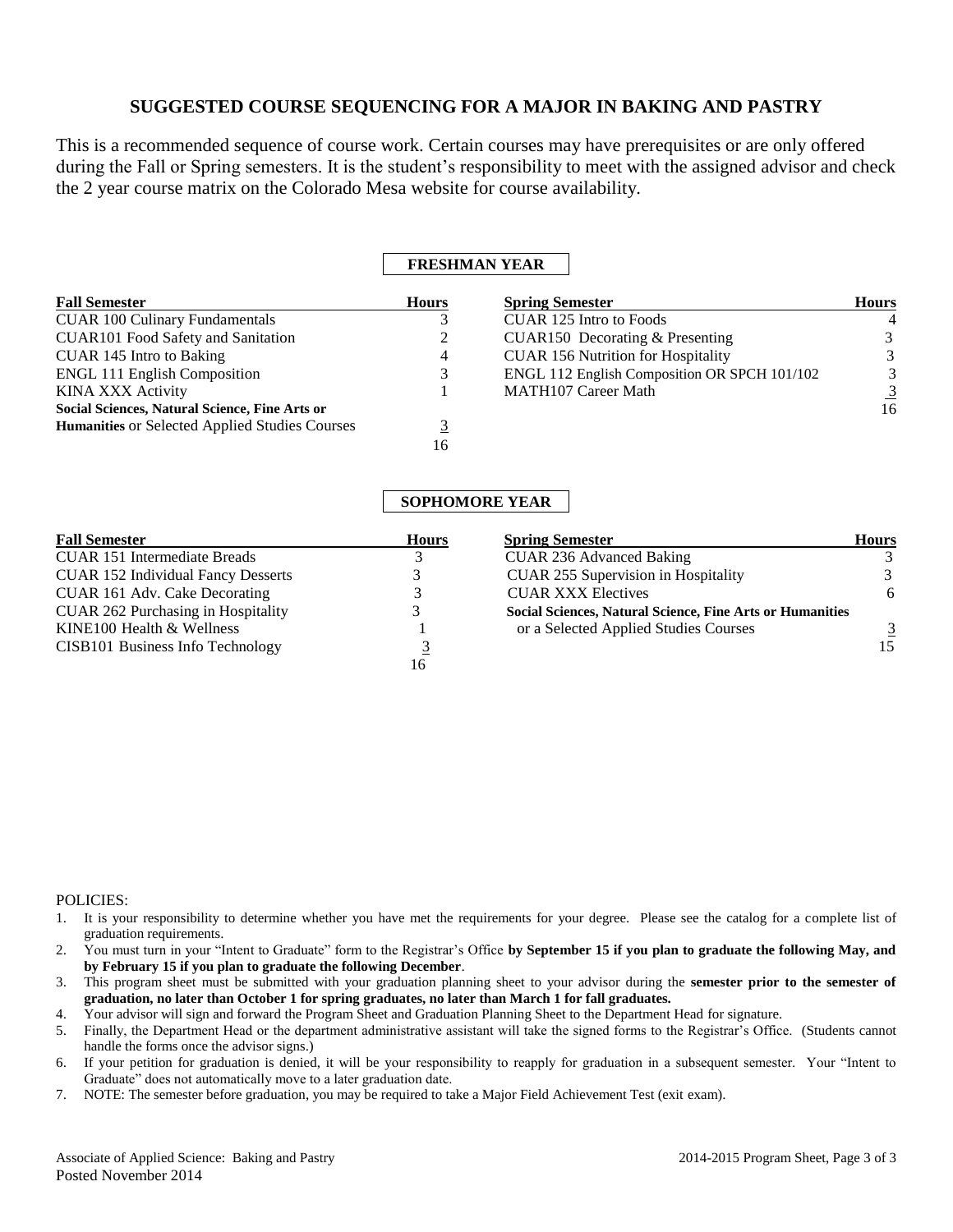## SUGGESTED COURSE SEQUENCING FOR A MAJOR IN BAKING AND PASTRY

This is a recommended sequence of course work. Certain courses may have prerequisites or are only offered during the Fall or Spring semesters. It is the student's responsibility to meet with the assigned advisor and check the 2 year course matrix on the Colorado Mesa website for course availability.

### FRESHMAN YEAR

| Fall Semester | Hours | Spring Semester | Hours |
|---|---|---|---|
| CUAR 100 Culinary Fundamentals | 3 | CUAR 125 Intro to Foods | 4 |
| CUAR101 Food Safety and Sanitation | 2 | CUAR150 Decorating & Presenting | 3 |
| CUAR 145 Intro to Baking | 4 | CUAR 156 Nutrition for Hospitality | 3 |
| ENGL 111 English Composition | 3 | ENGL 112 English Composition OR SPCH 101/102 | 3 |
| KINA XXX Activity | 1 | MATH107 Career Math | 3 |
| **Social Sciences, Natural Science, Fine Arts or Humanities** or Selected Applied Studies Courses | 3 | | 16 |
| | 16 | | |

### SOPHOMORE YEAR

| Fall Semester | Hours | Spring Semester | Hours |
|---|---|---|---|
| CUAR 151 Intermediate Breads | 3 | CUAR 236 Advanced Baking | 3 |
| CUAR 152 Individual Fancy Desserts | 3 | CUAR 255 Supervision in Hospitality | 3 |
| CUAR 161 Adv. Cake Decorating | 3 | CUAR XXX Electives | 6 |
| CUAR 262 Purchasing in Hospitality | 3 | **Social Sciences, Natural Science, Fine Arts or Humanities** or a Selected Applied Studies Courses | 3 |
| KINE100 Health & Wellness | 1 | | 15 |
| CISB101 Business Info Technology | 3 | | |
| | 16 | | |

POLICIES:

1. It is your responsibility to determine whether you have met the requirements for your degree. Please see the catalog for a complete list of graduation requirements.
2. You must turn in your "Intent to Graduate" form to the Registrar's Office **by September 15 if you plan to graduate the following May, and by February 15 if you plan to graduate the following December**.
3. This program sheet must be submitted with your graduation planning sheet to your advisor during the **semester prior to the semester of graduation, no later than October 1 for spring graduates, no later than March 1 for fall graduates.**
4. Your advisor will sign and forward the Program Sheet and Graduation Planning Sheet to the Department Head for signature.
5. Finally, the Department Head or the department administrative assistant will take the signed forms to the Registrar's Office. (Students cannot handle the forms once the advisor signs.)
6. If your petition for graduation is denied, it will be your responsibility to reapply for graduation in a subsequent semester. Your "Intent to Graduate" does not automatically move to a later graduation date.
7. NOTE: The semester before graduation, you may be required to take a Major Field Achievement Test (exit exam).

Associate of Applied Science: Baking and Pastry

Posted November 2014